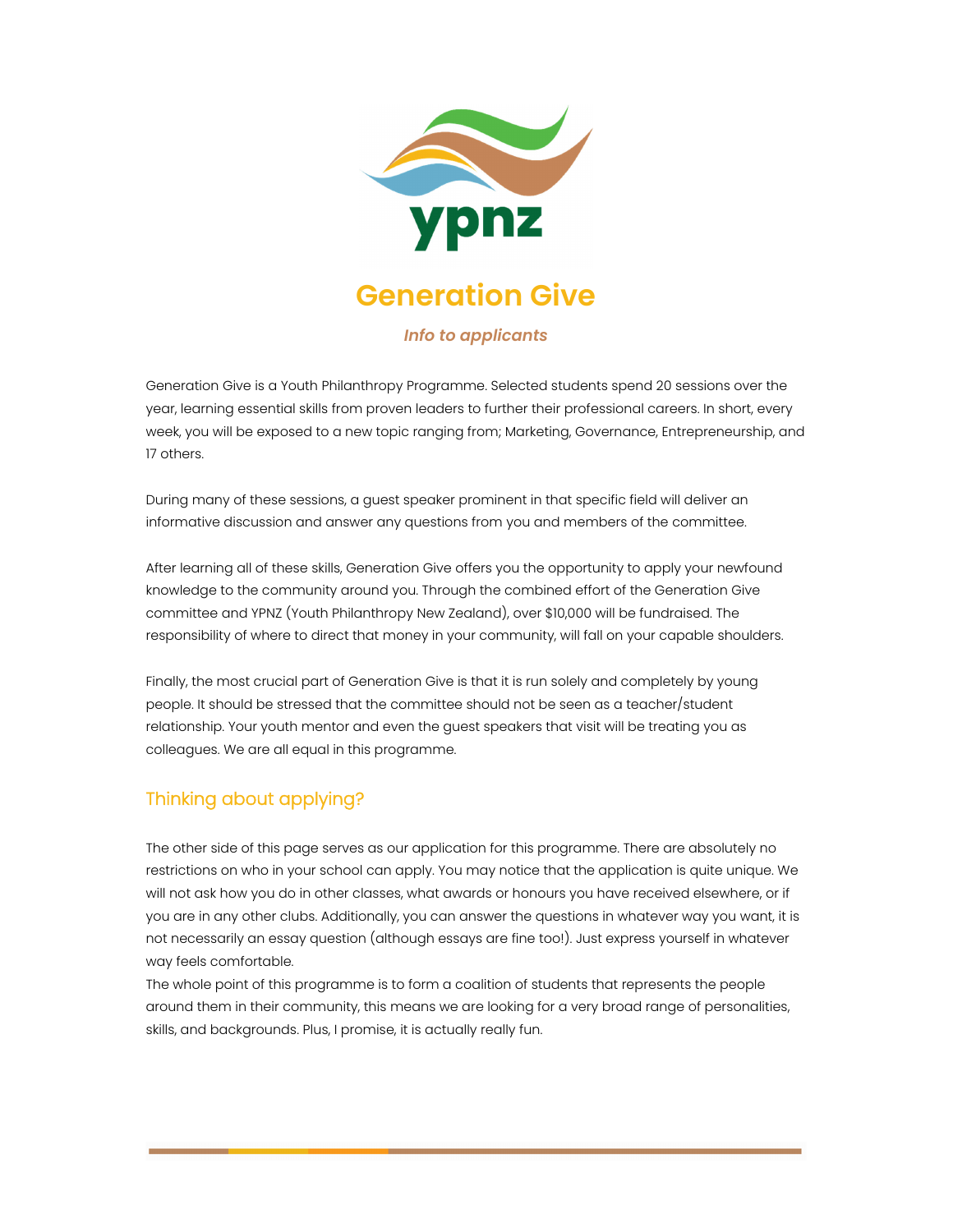# Generation Give

*Info to applicants*

Generation Give is a Youth Philanthropy Programme. Selected students spend 20 sessions over the year, learning essential skills from proven leaders to further their professional careers. In short, every week, you will be exposed to a new topic ranging from; Marketing, Governance, Entrepreneurship, and 17 others.

During many of these sessions, a guest speaker prominent in that specific field will deliver an informative discussion and answer any questions from you and members of the committee.

After learning all of these skills, Generation Give offers you the opportunity to apply your newfound knowledge to the community around you. Through the combined effort of the Generation Give committee and YPNZ (Youth Philanthropy New Zealand), over $10,000 will be fundraised. The responsibility of where to direct that money in your community, will fall on your capable shoulders.

Finally, the most crucial part of Generation Give is that it is run solely and completely by young people. It should be stressed that the committee should not be seen as a teacher/student relationship. Your youth mentor and even the guest speakers that visit will be treating you as colleagues. We are all equal in this programme.

## Thinking about applying?

The other side of this page serves as our application for this programme. There are absolutely no restrictions on who in your school can apply. You may notice that the application is quite unique. We will not ask how you do in other classes, what awards or honours you have received elsewhere, or if you are in any other clubs. Additionally, you can answer the questions in whatever way you want, it is not necessarily an essay question (although essays are fine too!). Just express yourself in whatever way feels comfortable.

The whole point of this programme is to form a coalition of students that represents the people around them in their community, this means we are looking for a very broad range of personalities, skills, and backgrounds. Plus, I promise, it is actually really fun.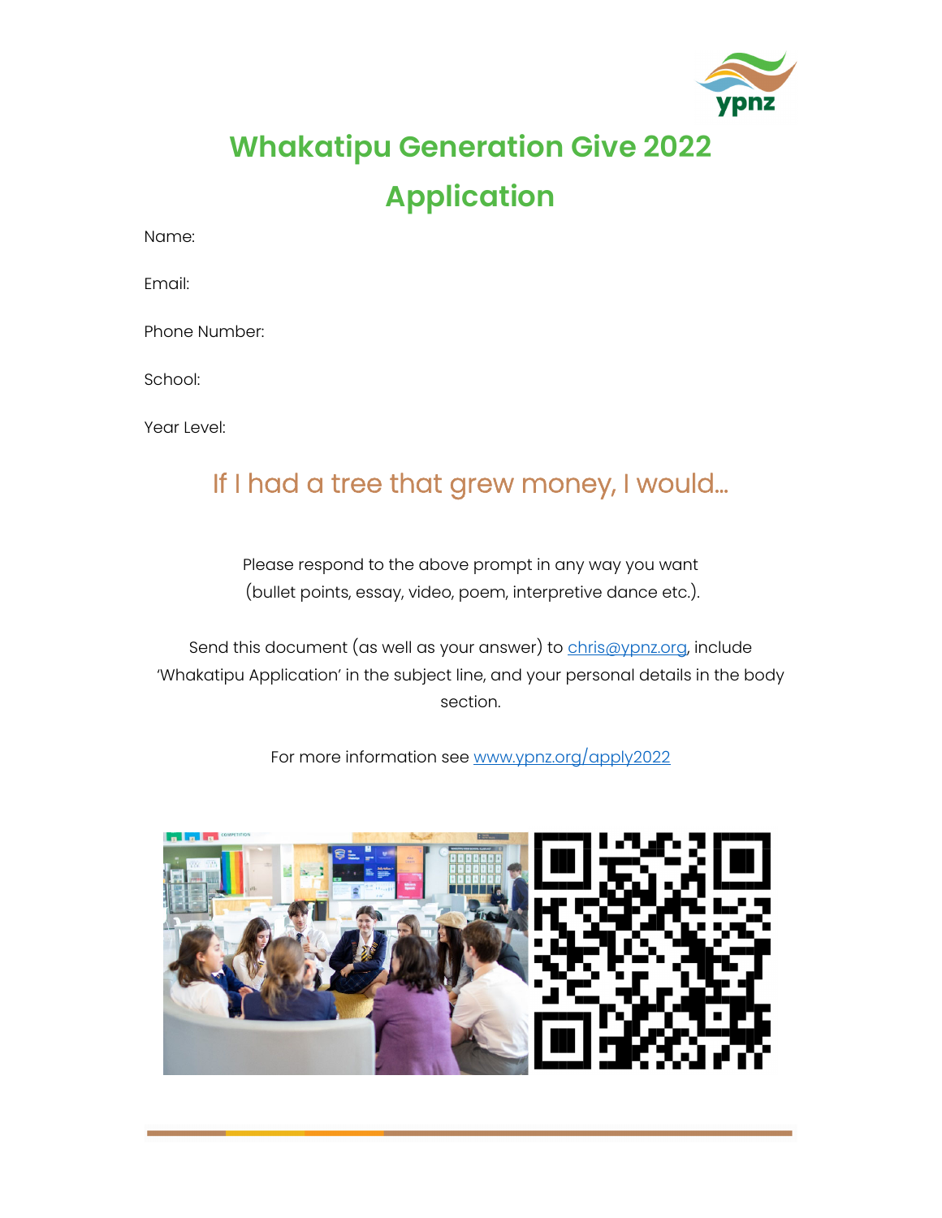# Whakatipu Generation Give 2022 Application

Name:

Email:

Phone Number:

School:

Year Level:

## If I had a tree that grew money, I would...

Please respond to the above prompt in any way you want (bullet points, essay, video, poem, interpretive dance etc.).

Send this document (as well as your answer) to chris@ypnz.org, include 'Whakatipu Application' in the subject line, and your personal details in the body section.

For more information see www.ypnz.org/apply2022